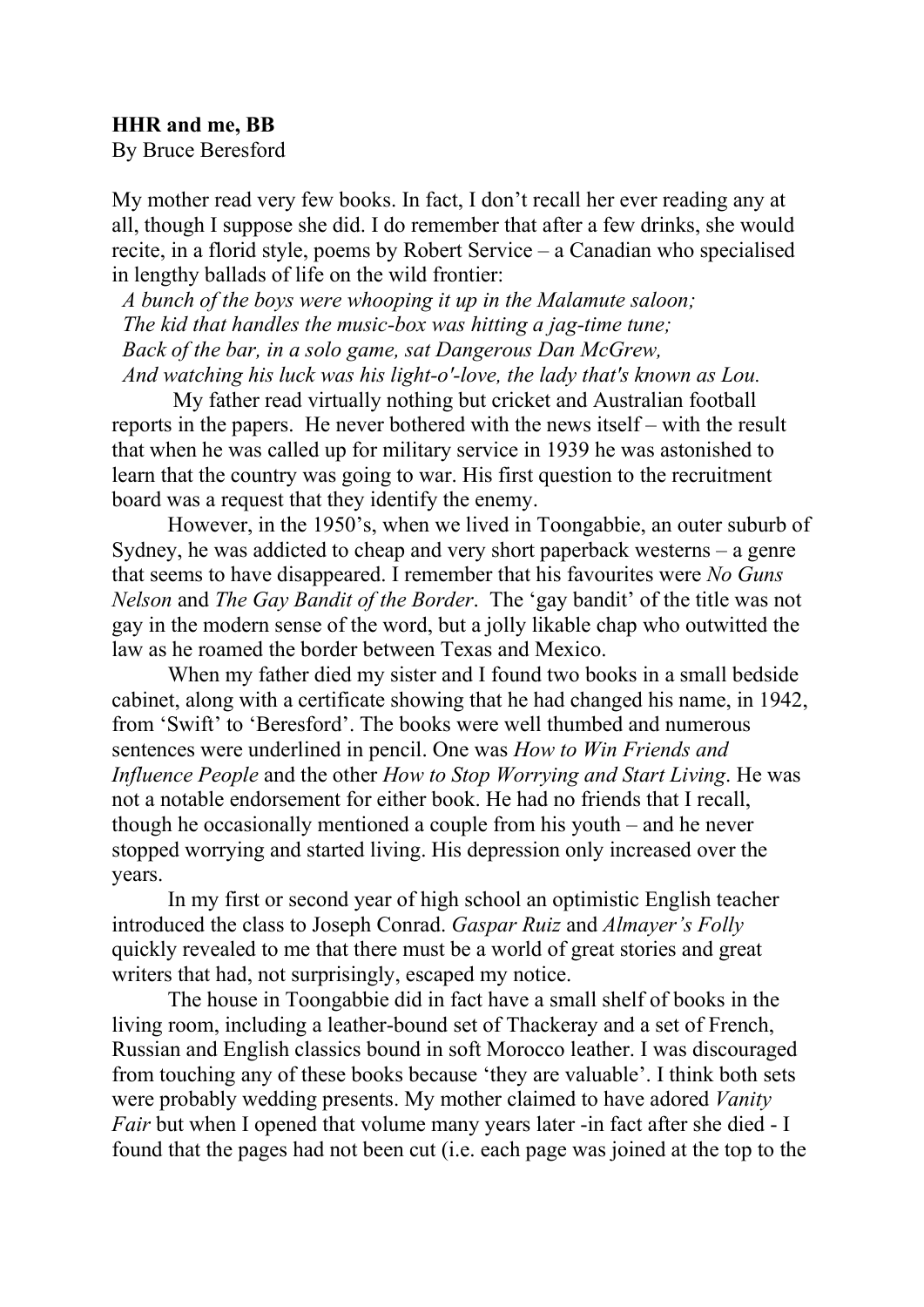**HHR and me, BB**
By Bruce Beresford

My mother read very few books. In fact, I don't recall her ever reading any at all, though I suppose she did. I do remember that after a few drinks, she would recite, in a florid style, poems by Robert Service – a Canadian who specialised in lengthy ballads of life on the wild frontier:

*A bunch of the boys were whooping it up in the Malamute saloon;*
*The kid that handles the music-box was hitting a jag-time tune;*
*Back of the bar, in a solo game, sat Dangerous Dan McGrew,*
*And watching his luck was his light-o'-love, the lady that's known as Lou.*

My father read virtually nothing but cricket and Australian football reports in the papers. He never bothered with the news itself – with the result that when he was called up for military service in 1939 he was astonished to learn that the country was going to war. His first question to the recruitment board was a request that they identify the enemy.

However, in the 1950's, when we lived in Toongabbie, an outer suburb of Sydney, he was addicted to cheap and very short paperback westerns – a genre that seems to have disappeared. I remember that his favourites were *No Guns Nelson* and *The Gay Bandit of the Border*. The 'gay bandit' of the title was not gay in the modern sense of the word, but a jolly likable chap who outwitted the law as he roamed the border between Texas and Mexico.

When my father died my sister and I found two books in a small bedside cabinet, along with a certificate showing that he had changed his name, in 1942, from 'Swift' to 'Beresford'. The books were well thumbed and numerous sentences were underlined in pencil. One was *How to Win Friends and Influence People* and the other *How to Stop Worrying and Start Living*. He was not a notable endorsement for either book. He had no friends that I recall, though he occasionally mentioned a couple from his youth – and he never stopped worrying and started living. His depression only increased over the years.

In my first or second year of high school an optimistic English teacher introduced the class to Joseph Conrad. *Gaspar Ruiz* and *Almayer's Folly* quickly revealed to me that there must be a world of great stories and great writers that had, not surprisingly, escaped my notice.

The house in Toongabbie did in fact have a small shelf of books in the living room, including a leather-bound set of Thackeray and a set of French, Russian and English classics bound in soft Morocco leather. I was discouraged from touching any of these books because 'they are valuable'. I think both sets were probably wedding presents. My mother claimed to have adored *Vanity Fair* but when I opened that volume many years later -in fact after she died - I found that the pages had not been cut (i.e. each page was joined at the top to the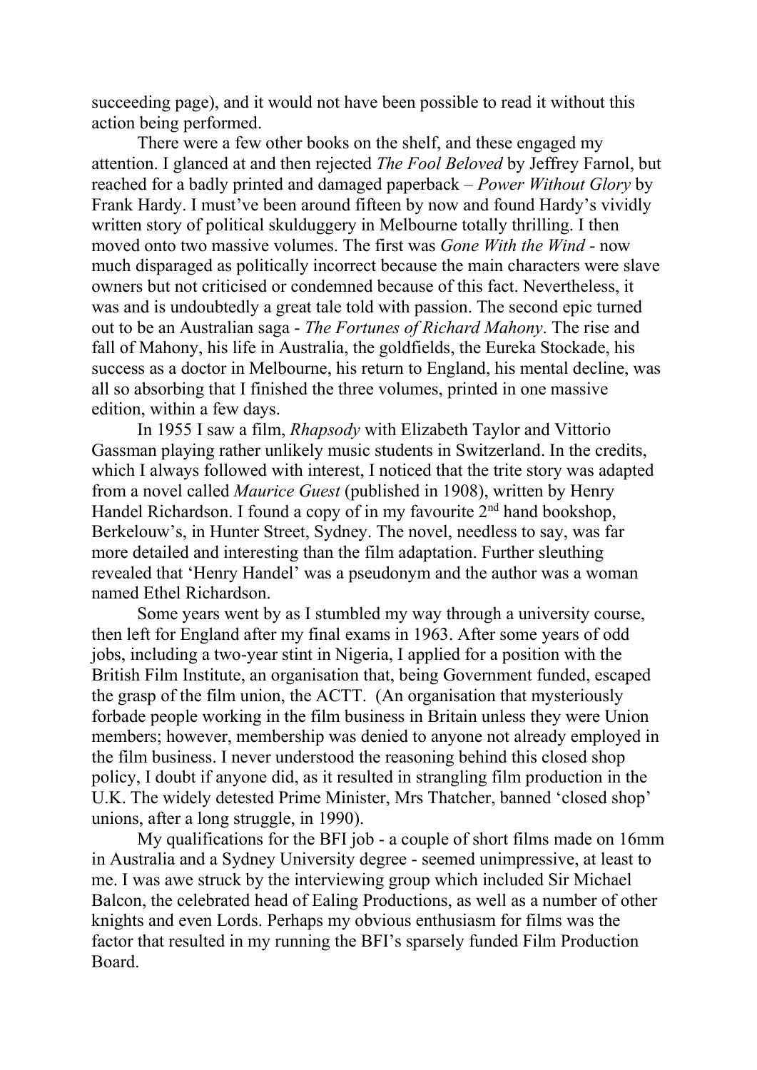succeeding page), and it would not have been possible to read it without this action being performed.

There were a few other books on the shelf, and these engaged my attention. I glanced at and then rejected *The Fool Beloved* by Jeffrey Farnol, but reached for a badly printed and damaged paperback – *Power Without Glory* by Frank Hardy. I must've been around fifteen by now and found Hardy's vividly written story of political skulduggery in Melbourne totally thrilling. I then moved onto two massive volumes. The first was *Gone With the Wind* - now much disparaged as politically incorrect because the main characters were slave owners but not criticised or condemned because of this fact. Nevertheless, it was and is undoubtedly a great tale told with passion. The second epic turned out to be an Australian saga - *The Fortunes of Richard Mahony*. The rise and fall of Mahony, his life in Australia, the goldfields, the Eureka Stockade, his success as a doctor in Melbourne, his return to England, his mental decline, was all so absorbing that I finished the three volumes, printed in one massive edition, within a few days.

In 1955 I saw a film, *Rhapsody* with Elizabeth Taylor and Vittorio Gassman playing rather unlikely music students in Switzerland. In the credits, which I always followed with interest, I noticed that the trite story was adapted from a novel called *Maurice Guest* (published in 1908), written by Henry Handel Richardson. I found a copy of in my favourite 2nd hand bookshop, Berkelouw's, in Hunter Street, Sydney. The novel, needless to say, was far more detailed and interesting than the film adaptation. Further sleuthing revealed that 'Henry Handel' was a pseudonym and the author was a woman named Ethel Richardson.

Some years went by as I stumbled my way through a university course, then left for England after my final exams in 1963. After some years of odd jobs, including a two-year stint in Nigeria, I applied for a position with the British Film Institute, an organisation that, being Government funded, escaped the grasp of the film union, the ACTT. (An organisation that mysteriously forbade people working in the film business in Britain unless they were Union members; however, membership was denied to anyone not already employed in the film business. I never understood the reasoning behind this closed shop policy, I doubt if anyone did, as it resulted in strangling film production in the U.K. The widely detested Prime Minister, Mrs Thatcher, banned 'closed shop' unions, after a long struggle, in 1990).

My qualifications for the BFI job - a couple of short films made on 16mm in Australia and a Sydney University degree - seemed unimpressive, at least to me. I was awe struck by the interviewing group which included Sir Michael Balcon, the celebrated head of Ealing Productions, as well as a number of other knights and even Lords. Perhaps my obvious enthusiasm for films was the factor that resulted in my running the BFI's sparsely funded Film Production Board.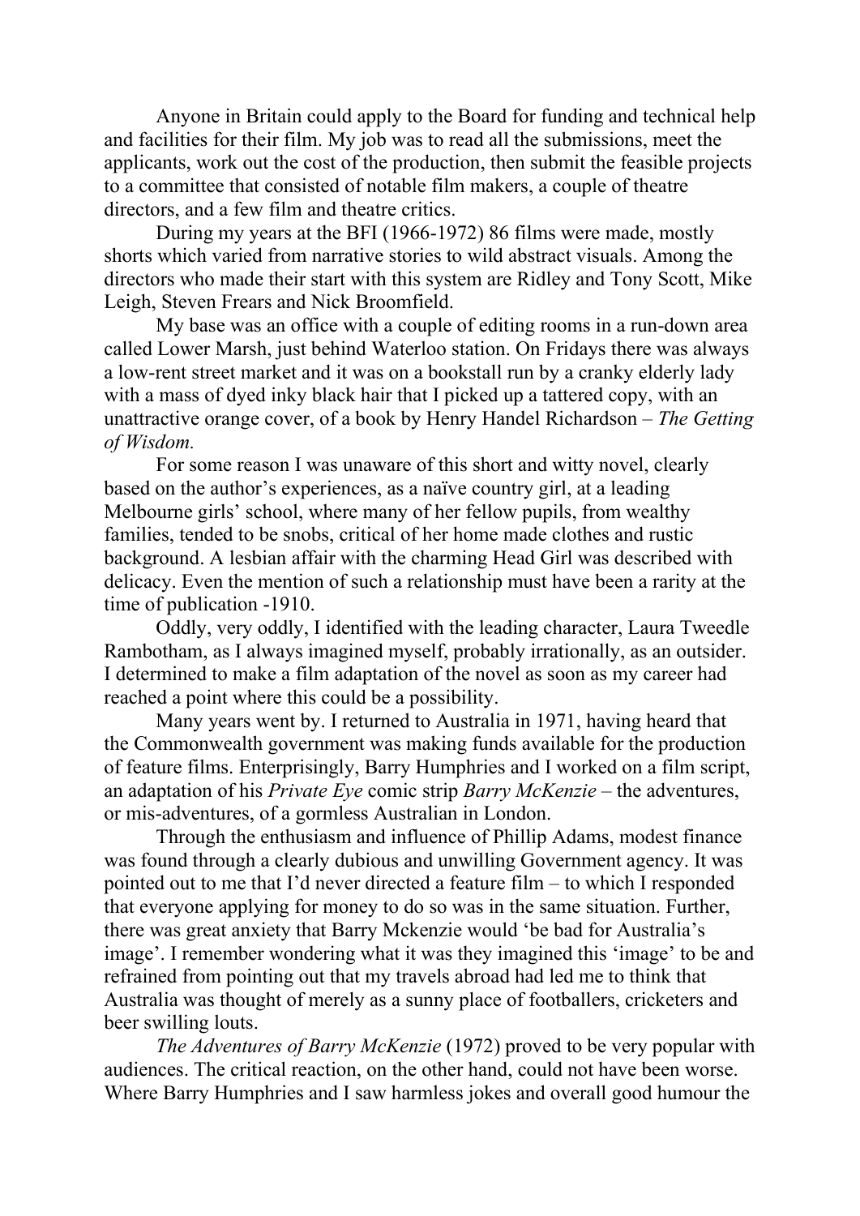Anyone in Britain could apply to the Board for funding and technical help and facilities for their film. My job was to read all the submissions, meet the applicants, work out the cost of the production, then submit the feasible projects to a committee that consisted of notable film makers, a couple of theatre directors, and a few film and theatre critics.

During my years at the BFI (1966-1972) 86 films were made, mostly shorts which varied from narrative stories to wild abstract visuals. Among the directors who made their start with this system are Ridley and Tony Scott, Mike Leigh, Steven Frears and Nick Broomfield.

My base was an office with a couple of editing rooms in a run-down area called Lower Marsh, just behind Waterloo station. On Fridays there was always a low-rent street market and it was on a bookstall run by a cranky elderly lady with a mass of dyed inky black hair that I picked up a tattered copy, with an unattractive orange cover, of a book by Henry Handel Richardson – *The Getting of Wisdom.*

For some reason I was unaware of this short and witty novel, clearly based on the author's experiences, as a naïve country girl, at a leading Melbourne girls' school, where many of her fellow pupils, from wealthy families, tended to be snobs, critical of her home made clothes and rustic background. A lesbian affair with the charming Head Girl was described with delicacy. Even the mention of such a relationship must have been a rarity at the time of publication -1910.

Oddly, very oddly, I identified with the leading character, Laura Tweedle Rambotham, as I always imagined myself, probably irrationally, as an outsider. I determined to make a film adaptation of the novel as soon as my career had reached a point where this could be a possibility.

Many years went by. I returned to Australia in 1971, having heard that the Commonwealth government was making funds available for the production of feature films. Enterprisingly, Barry Humphries and I worked on a film script, an adaptation of his *Private Eye* comic strip *Barry McKenzie* – the adventures, or mis-adventures, of a gormless Australian in London.

Through the enthusiasm and influence of Phillip Adams, modest finance was found through a clearly dubious and unwilling Government agency. It was pointed out to me that I'd never directed a feature film – to which I responded that everyone applying for money to do so was in the same situation. Further, there was great anxiety that Barry Mckenzie would 'be bad for Australia's image'. I remember wondering what it was they imagined this 'image' to be and refrained from pointing out that my travels abroad had led me to think that Australia was thought of merely as a sunny place of footballers, cricketers and beer swilling louts.

*The Adventures of Barry McKenzie* (1972) proved to be very popular with audiences. The critical reaction, on the other hand, could not have been worse. Where Barry Humphries and I saw harmless jokes and overall good humour the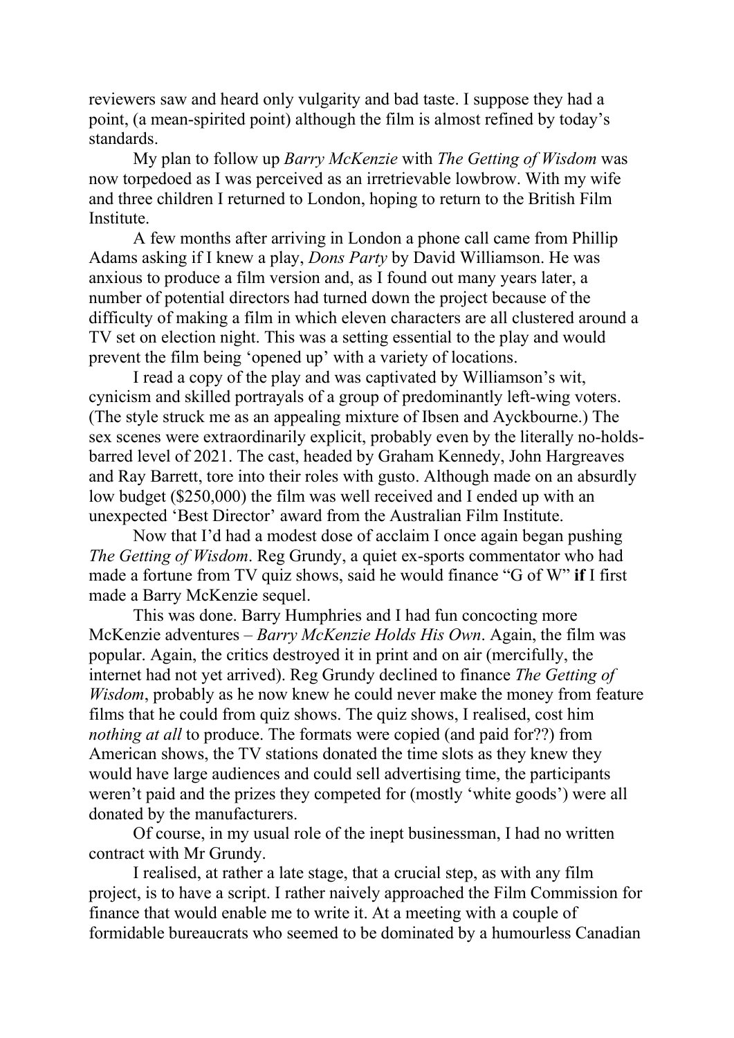reviewers saw and heard only vulgarity and bad taste. I suppose they had a point, (a mean-spirited point) although the film is almost refined by today's standards.

My plan to follow up *Barry McKenzie* with *The Getting of Wisdom* was now torpedoed as I was perceived as an irretrievable lowbrow. With my wife and three children I returned to London, hoping to return to the British Film Institute.

A few months after arriving in London a phone call came from Phillip Adams asking if I knew a play, *Dons Party* by David Williamson. He was anxious to produce a film version and, as I found out many years later, a number of potential directors had turned down the project because of the difficulty of making a film in which eleven characters are all clustered around a TV set on election night. This was a setting essential to the play and would prevent the film being 'opened up' with a variety of locations.

I read a copy of the play and was captivated by Williamson's wit, cynicism and skilled portrayals of a group of predominantly left-wing voters. (The style struck me as an appealing mixture of Ibsen and Ayckbourne.) The sex scenes were extraordinarily explicit, probably even by the literally no-holds-barred level of 2021. The cast, headed by Graham Kennedy, John Hargreaves and Ray Barrett, tore into their roles with gusto. Although made on an absurdly low budget ($250,000) the film was well received and I ended up with an unexpected 'Best Director' award from the Australian Film Institute.

Now that I'd had a modest dose of acclaim I once again began pushing *The Getting of Wisdom*. Reg Grundy, a quiet ex-sports commentator who had made a fortune from TV quiz shows, said he would finance "G of W" **if** I first made a Barry McKenzie sequel.

This was done. Barry Humphries and I had fun concocting more McKenzie adventures – *Barry McKenzie Holds His Own*. Again, the film was popular. Again, the critics destroyed it in print and on air (mercifully, the internet had not yet arrived). Reg Grundy declined to finance *The Getting of Wisdom*, probably as he now knew he could never make the money from feature films that he could from quiz shows. The quiz shows, I realised, cost him *nothing at all* to produce. The formats were copied (and paid for??) from American shows, the TV stations donated the time slots as they knew they would have large audiences and could sell advertising time, the participants weren't paid and the prizes they competed for (mostly 'white goods') were all donated by the manufacturers.

Of course, in my usual role of the inept businessman, I had no written contract with Mr Grundy.

I realised, at rather a late stage, that a crucial step, as with any film project, is to have a script. I rather naively approached the Film Commission for finance that would enable me to write it. At a meeting with a couple of formidable bureaucrats who seemed to be dominated by a humourless Canadian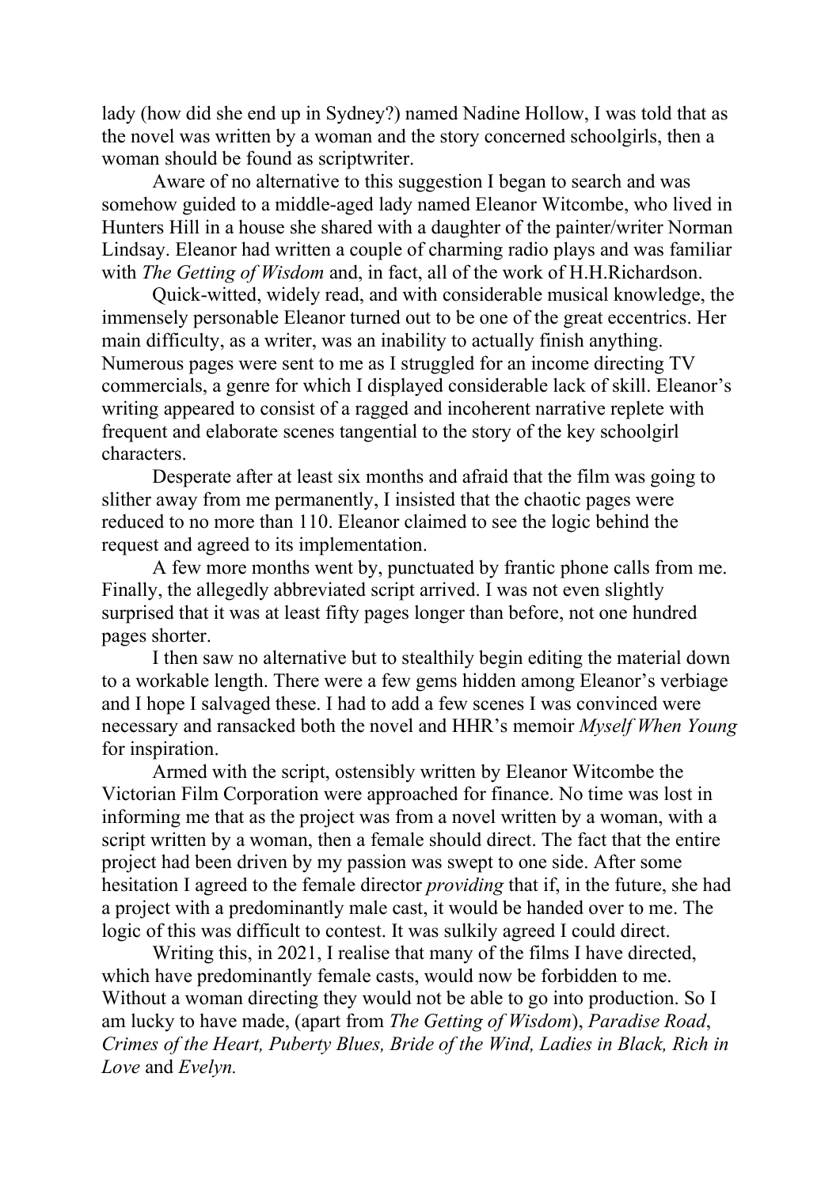lady (how did she end up in Sydney?) named Nadine Hollow, I was told that as the novel was written by a woman and the story concerned schoolgirls, then a woman should be found as scriptwriter.

Aware of no alternative to this suggestion I began to search and was somehow guided to a middle-aged lady named Eleanor Witcombe, who lived in Hunters Hill in a house she shared with a daughter of the painter/writer Norman Lindsay. Eleanor had written a couple of charming radio plays and was familiar with *The Getting of Wisdom* and, in fact, all of the work of H.H.Richardson.

Quick-witted, widely read, and with considerable musical knowledge, the immensely personable Eleanor turned out to be one of the great eccentrics. Her main difficulty, as a writer, was an inability to actually finish anything. Numerous pages were sent to me as I struggled for an income directing TV commercials, a genre for which I displayed considerable lack of skill. Eleanor's writing appeared to consist of a ragged and incoherent narrative replete with frequent and elaborate scenes tangential to the story of the key schoolgirl characters.

Desperate after at least six months and afraid that the film was going to slither away from me permanently, I insisted that the chaotic pages were reduced to no more than 110. Eleanor claimed to see the logic behind the request and agreed to its implementation.

A few more months went by, punctuated by frantic phone calls from me. Finally, the allegedly abbreviated script arrived. I was not even slightly surprised that it was at least fifty pages longer than before, not one hundred pages shorter.

I then saw no alternative but to stealthily begin editing the material down to a workable length. There were a few gems hidden among Eleanor's verbiage and I hope I salvaged these. I had to add a few scenes I was convinced were necessary and ransacked both the novel and HHR's memoir *Myself When Young* for inspiration.

Armed with the script, ostensibly written by Eleanor Witcombe the Victorian Film Corporation were approached for finance. No time was lost in informing me that as the project was from a novel written by a woman, with a script written by a woman, then a female should direct. The fact that the entire project had been driven by my passion was swept to one side. After some hesitation I agreed to the female director *providing* that if, in the future, she had a project with a predominantly male cast, it would be handed over to me. The logic of this was difficult to contest. It was sulkily agreed I could direct.

Writing this, in 2021, I realise that many of the films I have directed, which have predominantly female casts, would now be forbidden to me. Without a woman directing they would not be able to go into production. So I am lucky to have made, (apart from *The Getting of Wisdom*), *Paradise Road*, *Crimes of the Heart, Puberty Blues, Bride of the Wind, Ladies in Black, Rich in Love* and *Evelyn.*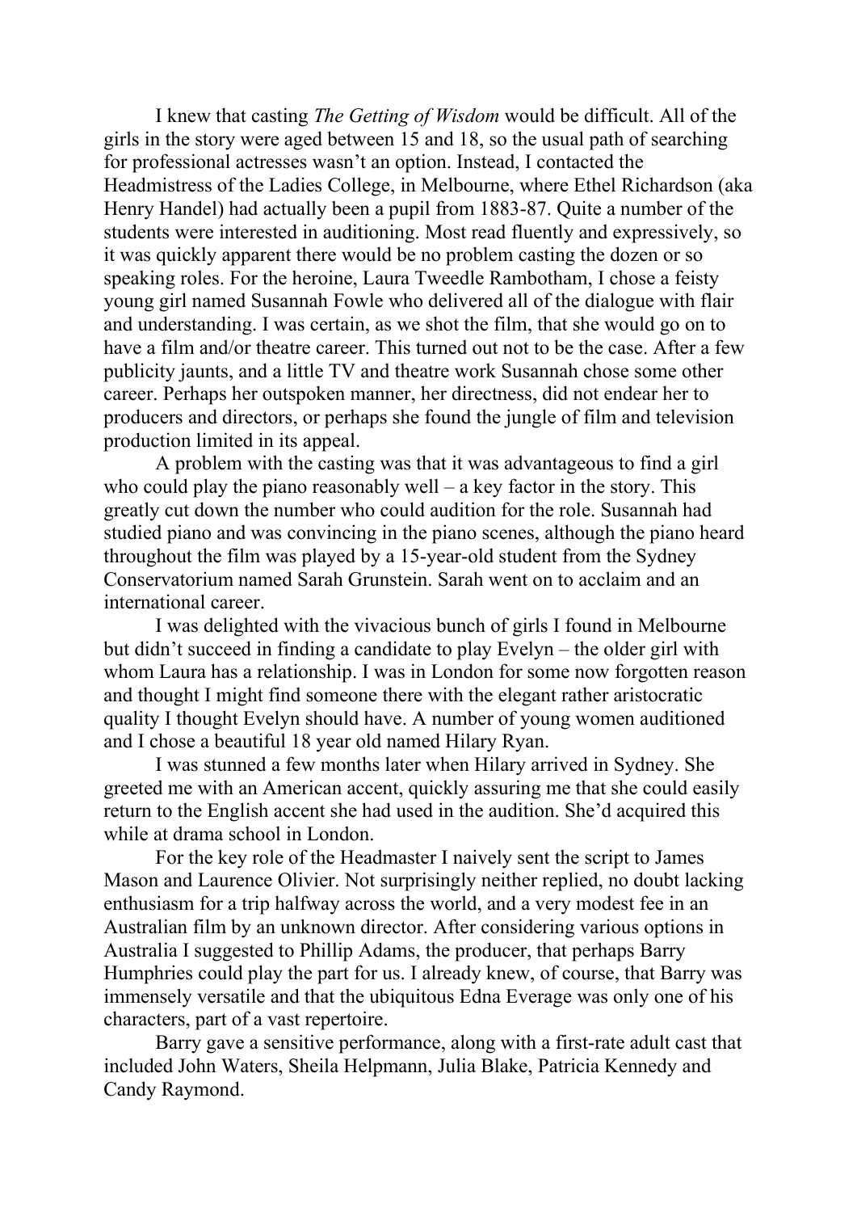I knew that casting *The Getting of Wisdom* would be difficult. All of the girls in the story were aged between 15 and 18, so the usual path of searching for professional actresses wasn't an option. Instead, I contacted the Headmistress of the Ladies College, in Melbourne, where Ethel Richardson (aka Henry Handel) had actually been a pupil from 1883-87. Quite a number of the students were interested in auditioning. Most read fluently and expressively, so it was quickly apparent there would be no problem casting the dozen or so speaking roles. For the heroine, Laura Tweedle Rambotham, I chose a feisty young girl named Susannah Fowle who delivered all of the dialogue with flair and understanding. I was certain, as we shot the film, that she would go on to have a film and/or theatre career. This turned out not to be the case. After a few publicity jaunts, and a little TV and theatre work Susannah chose some other career. Perhaps her outspoken manner, her directness, did not endear her to producers and directors, or perhaps she found the jungle of film and television production limited in its appeal.

A problem with the casting was that it was advantageous to find a girl who could play the piano reasonably well – a key factor in the story. This greatly cut down the number who could audition for the role. Susannah had studied piano and was convincing in the piano scenes, although the piano heard throughout the film was played by a 15-year-old student from the Sydney Conservatorium named Sarah Grunstein. Sarah went on to acclaim and an international career.

I was delighted with the vivacious bunch of girls I found in Melbourne but didn't succeed in finding a candidate to play Evelyn – the older girl with whom Laura has a relationship. I was in London for some now forgotten reason and thought I might find someone there with the elegant rather aristocratic quality I thought Evelyn should have. A number of young women auditioned and I chose a beautiful 18 year old named Hilary Ryan.

I was stunned a few months later when Hilary arrived in Sydney. She greeted me with an American accent, quickly assuring me that she could easily return to the English accent she had used in the audition. She'd acquired this while at drama school in London.

For the key role of the Headmaster I naively sent the script to James Mason and Laurence Olivier. Not surprisingly neither replied, no doubt lacking enthusiasm for a trip halfway across the world, and a very modest fee in an Australian film by an unknown director. After considering various options in Australia I suggested to Phillip Adams, the producer, that perhaps Barry Humphries could play the part for us. I already knew, of course, that Barry was immensely versatile and that the ubiquitous Edna Everage was only one of his characters, part of a vast repertoire.

Barry gave a sensitive performance, along with a first-rate adult cast that included John Waters, Sheila Helpmann, Julia Blake, Patricia Kennedy and Candy Raymond.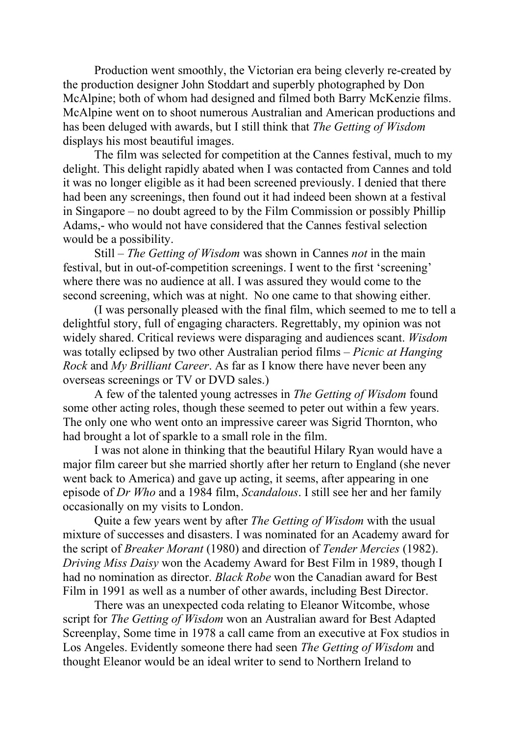Production went smoothly, the Victorian era being cleverly re-created by the production designer John Stoddart and superbly photographed by Don McAlpine; both of whom had designed and filmed both Barry McKenzie films. McAlpine went on to shoot numerous Australian and American productions and has been deluged with awards, but I still think that *The Getting of Wisdom* displays his most beautiful images.

The film was selected for competition at the Cannes festival, much to my delight. This delight rapidly abated when I was contacted from Cannes and told it was no longer eligible as it had been screened previously. I denied that there had been any screenings, then found out it had indeed been shown at a festival in Singapore – no doubt agreed to by the Film Commission or possibly Phillip Adams,- who would not have considered that the Cannes festival selection would be a possibility.

Still – *The Getting of Wisdom* was shown in Cannes *not* in the main festival, but in out-of-competition screenings. I went to the first 'screening' where there was no audience at all. I was assured they would come to the second screening, which was at night. No one came to that showing either.

(I was personally pleased with the final film, which seemed to me to tell a delightful story, full of engaging characters. Regrettably, my opinion was not widely shared. Critical reviews were disparaging and audiences scant. *Wisdom* was totally eclipsed by two other Australian period films – *Picnic at Hanging Rock* and *My Brilliant Career*. As far as I know there have never been any overseas screenings or TV or DVD sales.)

A few of the talented young actresses in *The Getting of Wisdom* found some other acting roles, though these seemed to peter out within a few years. The only one who went onto an impressive career was Sigrid Thornton, who had brought a lot of sparkle to a small role in the film.

I was not alone in thinking that the beautiful Hilary Ryan would have a major film career but she married shortly after her return to England (she never went back to America) and gave up acting, it seems, after appearing in one episode of *Dr Who* and a 1984 film, *Scandalous*. I still see her and her family occasionally on my visits to London.

Quite a few years went by after *The Getting of Wisdom* with the usual mixture of successes and disasters. I was nominated for an Academy award for the script of *Breaker Morant* (1980) and direction of *Tender Mercies* (1982). *Driving Miss Daisy* won the Academy Award for Best Film in 1989, though I had no nomination as director. *Black Robe* won the Canadian award for Best Film in 1991 as well as a number of other awards, including Best Director.

There was an unexpected coda relating to Eleanor Witcombe, whose script for *The Getting of Wisdom* won an Australian award for Best Adapted Screenplay, Some time in 1978 a call came from an executive at Fox studios in Los Angeles. Evidently someone there had seen *The Getting of Wisdom* and thought Eleanor would be an ideal writer to send to Northern Ireland to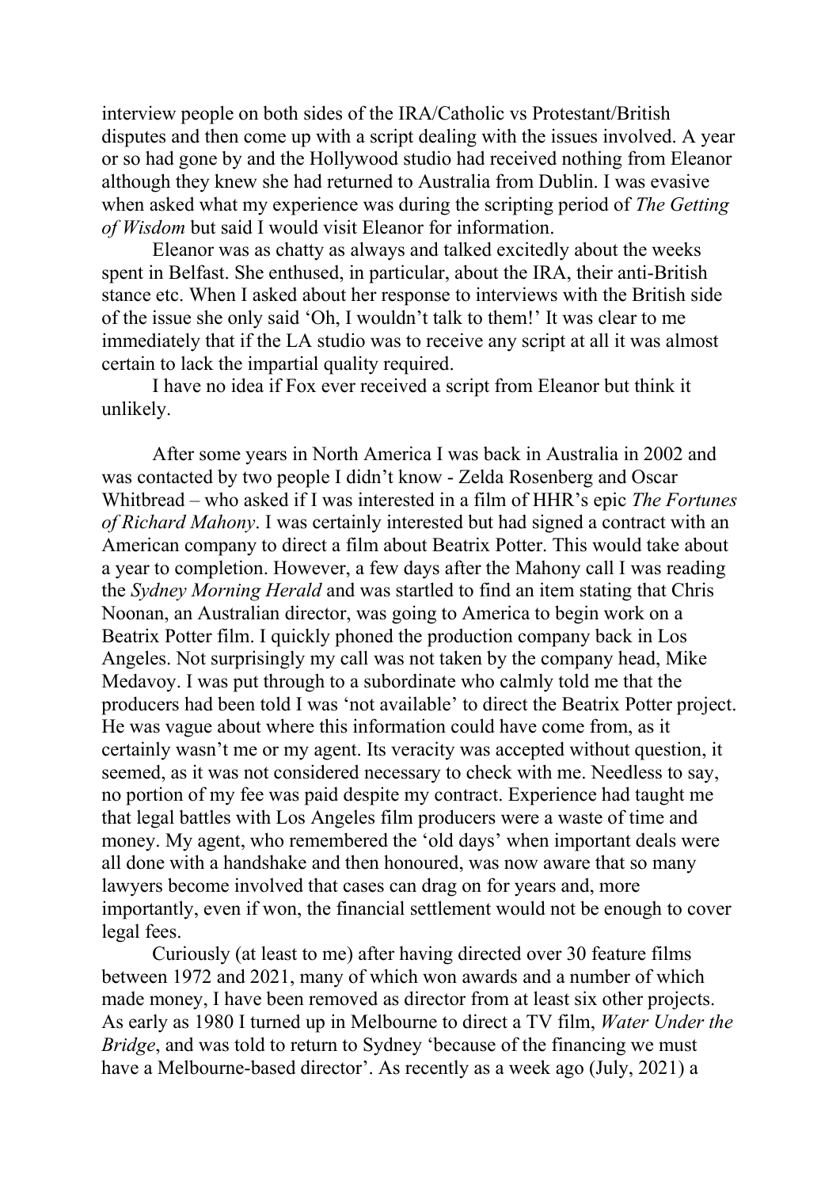interview people on both sides of the IRA/Catholic vs Protestant/British disputes and then come up with a script dealing with the issues involved. A year or so had gone by and the Hollywood studio had received nothing from Eleanor although they knew she had returned to Australia from Dublin. I was evasive when asked what my experience was during the scripting period of *The Getting of Wisdom* but said I would visit Eleanor for information.

Eleanor was as chatty as always and talked excitedly about the weeks spent in Belfast. She enthused, in particular, about the IRA, their anti-British stance etc. When I asked about her response to interviews with the British side of the issue she only said 'Oh, I wouldn't talk to them!' It was clear to me immediately that if the LA studio was to receive any script at all it was almost certain to lack the impartial quality required.

I have no idea if Fox ever received a script from Eleanor but think it unlikely.

After some years in North America I was back in Australia in 2002 and was contacted by two people I didn't know - Zelda Rosenberg and Oscar Whitbread – who asked if I was interested in a film of HHR's epic *The Fortunes of Richard Mahony*. I was certainly interested but had signed a contract with an American company to direct a film about Beatrix Potter. This would take about a year to completion. However, a few days after the Mahony call I was reading the *Sydney Morning Herald* and was startled to find an item stating that Chris Noonan, an Australian director, was going to America to begin work on a Beatrix Potter film. I quickly phoned the production company back in Los Angeles. Not surprisingly my call was not taken by the company head, Mike Medavoy. I was put through to a subordinate who calmly told me that the producers had been told I was 'not available' to direct the Beatrix Potter project. He was vague about where this information could have come from, as it certainly wasn't me or my agent. Its veracity was accepted without question, it seemed, as it was not considered necessary to check with me. Needless to say, no portion of my fee was paid despite my contract. Experience had taught me that legal battles with Los Angeles film producers were a waste of time and money. My agent, who remembered the 'old days' when important deals were all done with a handshake and then honoured, was now aware that so many lawyers become involved that cases can drag on for years and, more importantly, even if won, the financial settlement would not be enough to cover legal fees.

Curiously (at least to me) after having directed over 30 feature films between 1972 and 2021, many of which won awards and a number of which made money, I have been removed as director from at least six other projects. As early as 1980 I turned up in Melbourne to direct a TV film, *Water Under the Bridge*, and was told to return to Sydney 'because of the financing we must have a Melbourne-based director'. As recently as a week ago (July, 2021) a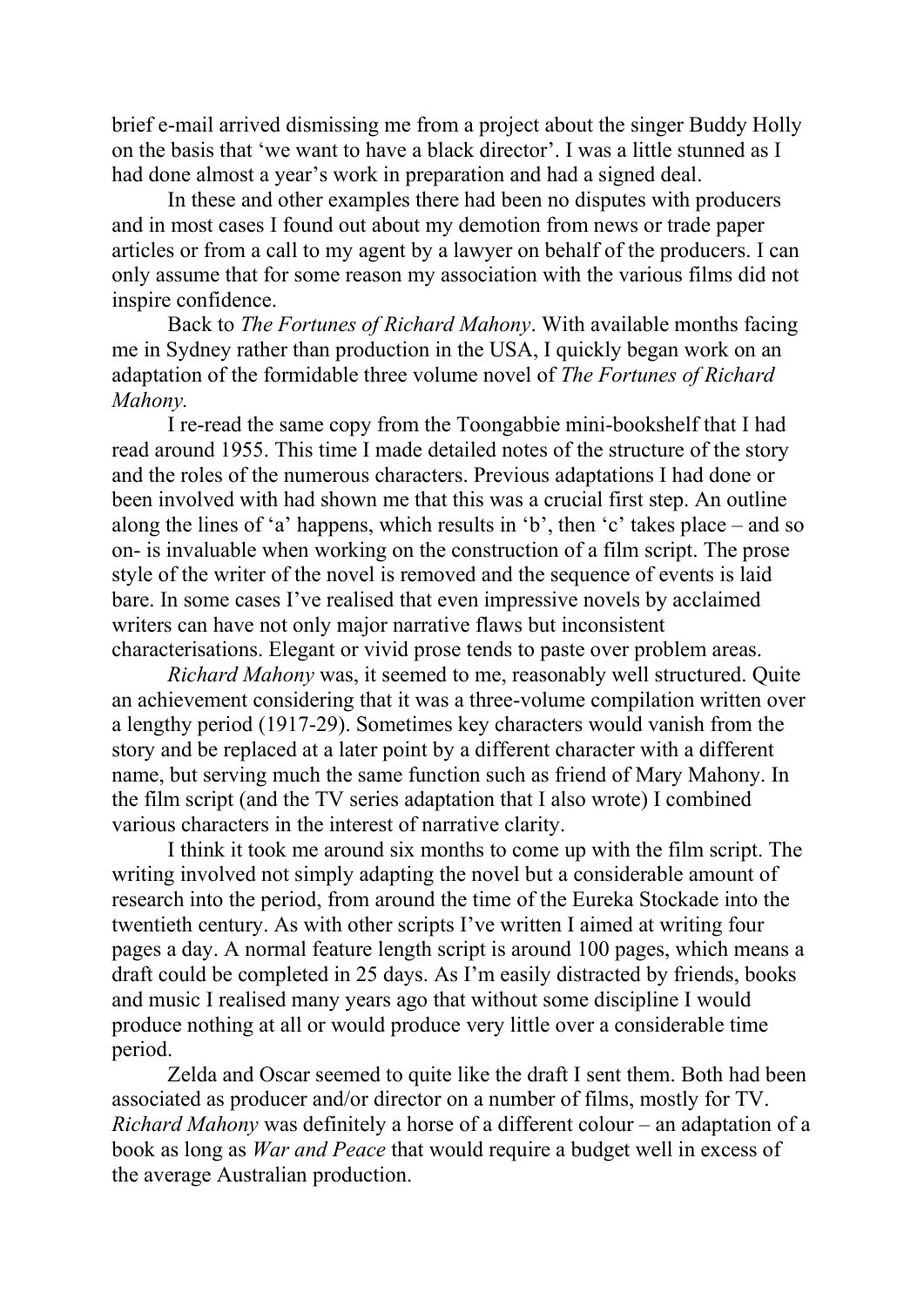brief e-mail arrived dismissing me from a project about the singer Buddy Holly on the basis that 'we want to have a black director'. I was a little stunned as I had done almost a year's work in preparation and had a signed deal.

In these and other examples there had been no disputes with producers and in most cases I found out about my demotion from news or trade paper articles or from a call to my agent by a lawyer on behalf of the producers. I can only assume that for some reason my association with the various films did not inspire confidence.

Back to *The Fortunes of Richard Mahony*. With available months facing me in Sydney rather than production in the USA, I quickly began work on an adaptation of the formidable three volume novel of *The Fortunes of Richard Mahony.*

I re-read the same copy from the Toongabbie mini-bookshelf that I had read around 1955. This time I made detailed notes of the structure of the story and the roles of the numerous characters. Previous adaptations I had done or been involved with had shown me that this was a crucial first step. An outline along the lines of 'a' happens, which results in 'b', then 'c' takes place – and so on- is invaluable when working on the construction of a film script. The prose style of the writer of the novel is removed and the sequence of events is laid bare. In some cases I've realised that even impressive novels by acclaimed writers can have not only major narrative flaws but inconsistent characterisations. Elegant or vivid prose tends to paste over problem areas.

*Richard Mahony* was, it seemed to me, reasonably well structured. Quite an achievement considering that it was a three-volume compilation written over a lengthy period (1917-29). Sometimes key characters would vanish from the story and be replaced at a later point by a different character with a different name, but serving much the same function such as friend of Mary Mahony. In the film script (and the TV series adaptation that I also wrote) I combined various characters in the interest of narrative clarity.

I think it took me around six months to come up with the film script. The writing involved not simply adapting the novel but a considerable amount of research into the period, from around the time of the Eureka Stockade into the twentieth century. As with other scripts I've written I aimed at writing four pages a day. A normal feature length script is around 100 pages, which means a draft could be completed in 25 days. As I'm easily distracted by friends, books and music I realised many years ago that without some discipline I would produce nothing at all or would produce very little over a considerable time period.

Zelda and Oscar seemed to quite like the draft I sent them. Both had been associated as producer and/or director on a number of films, mostly for TV. *Richard Mahony* was definitely a horse of a different colour – an adaptation of a book as long as *War and Peace* that would require a budget well in excess of the average Australian production.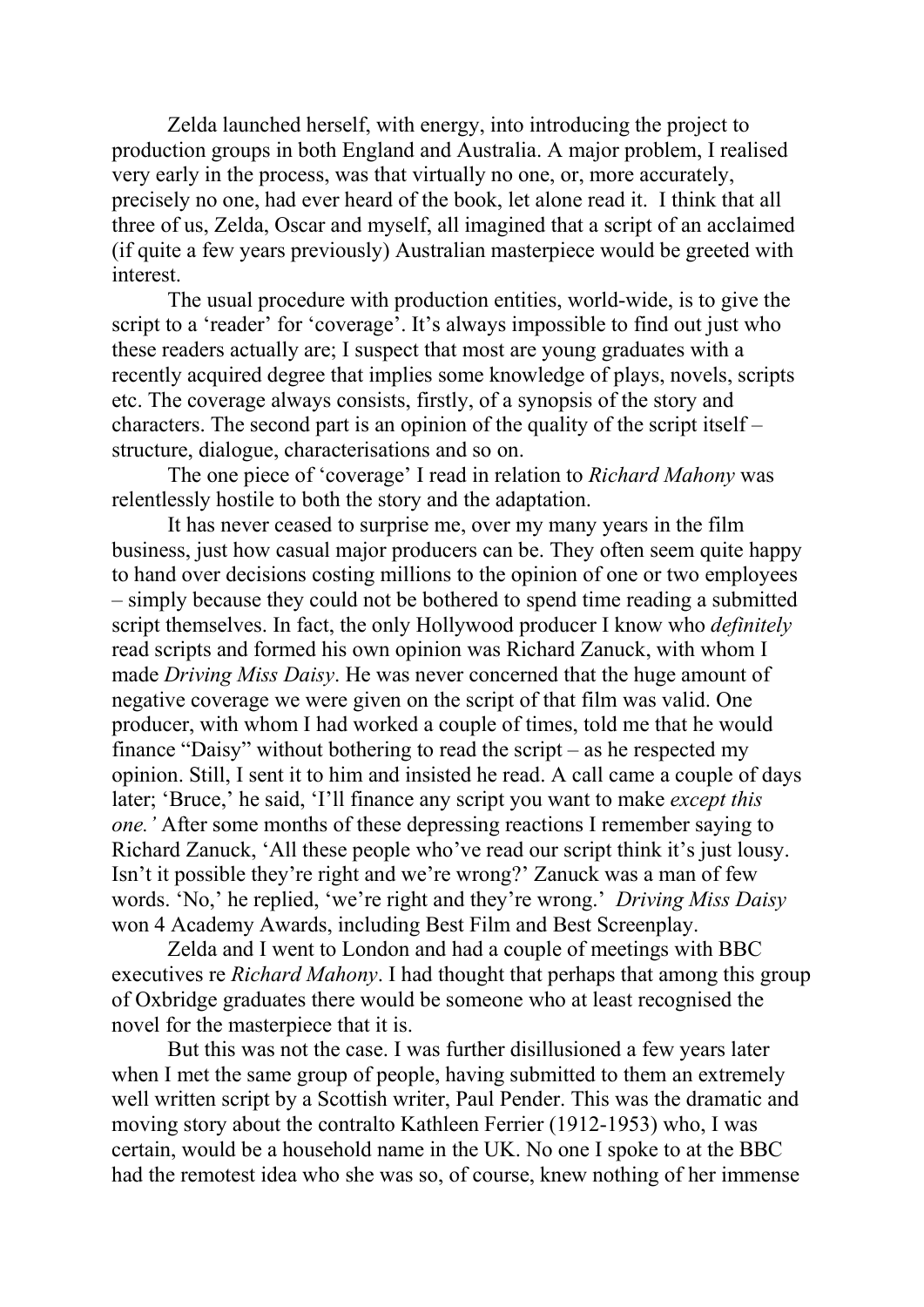Zelda launched herself, with energy, into introducing the project to production groups in both England and Australia. A major problem, I realised very early in the process, was that virtually no one, or, more accurately, precisely no one, had ever heard of the book, let alone read it. I think that all three of us, Zelda, Oscar and myself, all imagined that a script of an acclaimed (if quite a few years previously) Australian masterpiece would be greeted with interest.

The usual procedure with production entities, world-wide, is to give the script to a 'reader' for 'coverage'. It's always impossible to find out just who these readers actually are; I suspect that most are young graduates with a recently acquired degree that implies some knowledge of plays, novels, scripts etc. The coverage always consists, firstly, of a synopsis of the story and characters. The second part is an opinion of the quality of the script itself – structure, dialogue, characterisations and so on.

The one piece of 'coverage' I read in relation to *Richard Mahony* was relentlessly hostile to both the story and the adaptation.

It has never ceased to surprise me, over my many years in the film business, just how casual major producers can be. They often seem quite happy to hand over decisions costing millions to the opinion of one or two employees – simply because they could not be bothered to spend time reading a submitted script themselves. In fact, the only Hollywood producer I know who *definitely* read scripts and formed his own opinion was Richard Zanuck, with whom I made *Driving Miss Daisy*. He was never concerned that the huge amount of negative coverage we were given on the script of that film was valid. One producer, with whom I had worked a couple of times, told me that he would finance "Daisy" without bothering to read the script – as he respected my opinion. Still, I sent it to him and insisted he read. A call came a couple of days later; 'Bruce,' he said, 'I'll finance any script you want to make *except this one.'* After some months of these depressing reactions I remember saying to Richard Zanuck, 'All these people who've read our script think it's just lousy. Isn't it possible they're right and we're wrong?' Zanuck was a man of few words. 'No,' he replied, 'we're right and they're wrong.' *Driving Miss Daisy* won 4 Academy Awards, including Best Film and Best Screenplay.

Zelda and I went to London and had a couple of meetings with BBC executives re *Richard Mahony*. I had thought that perhaps that among this group of Oxbridge graduates there would be someone who at least recognised the novel for the masterpiece that it is.

But this was not the case. I was further disillusioned a few years later when I met the same group of people, having submitted to them an extremely well written script by a Scottish writer, Paul Pender. This was the dramatic and moving story about the contralto Kathleen Ferrier (1912-1953) who, I was certain, would be a household name in the UK. No one I spoke to at the BBC had the remotest idea who she was so, of course, knew nothing of her immense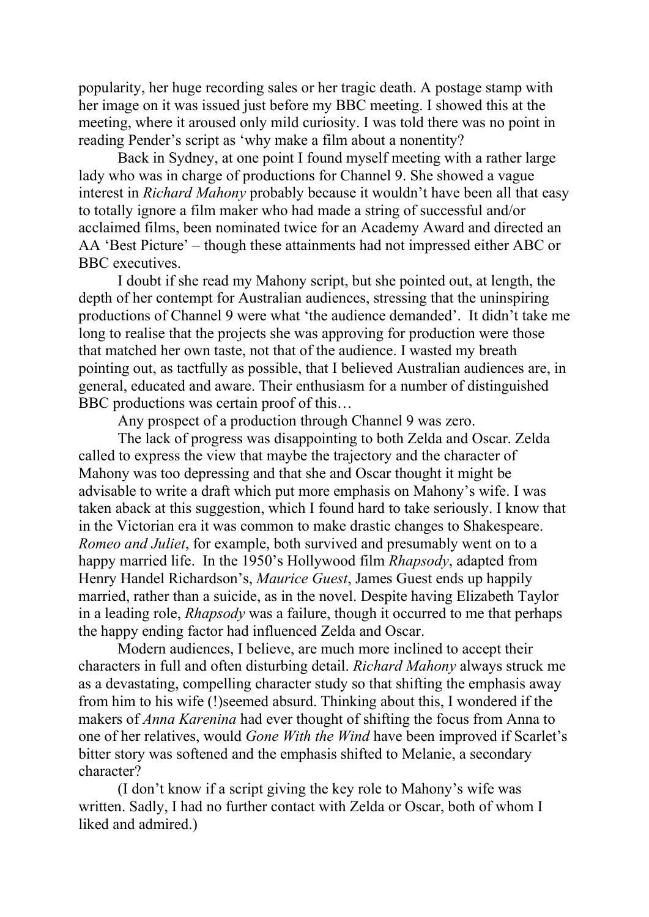popularity, her huge recording sales or her tragic death. A postage stamp with her image on it was issued just before my BBC meeting. I showed this at the meeting, where it aroused only mild curiosity. I was told there was no point in reading Pender's script as 'why make a film about a nonentity?

Back in Sydney, at one point I found myself meeting with a rather large lady who was in charge of productions for Channel 9. She showed a vague interest in *Richard Mahony* probably because it wouldn't have been all that easy to totally ignore a film maker who had made a string of successful and/or acclaimed films, been nominated twice for an Academy Award and directed an AA 'Best Picture' – though these attainments had not impressed either ABC or BBC executives.

I doubt if she read my Mahony script, but she pointed out, at length, the depth of her contempt for Australian audiences, stressing that the uninspiring productions of Channel 9 were what 'the audience demanded'. It didn't take me long to realise that the projects she was approving for production were those that matched her own taste, not that of the audience. I wasted my breath pointing out, as tactfully as possible, that I believed Australian audiences are, in general, educated and aware. Their enthusiasm for a number of distinguished BBC productions was certain proof of this…

Any prospect of a production through Channel 9 was zero.

The lack of progress was disappointing to both Zelda and Oscar. Zelda called to express the view that maybe the trajectory and the character of Mahony was too depressing and that she and Oscar thought it might be advisable to write a draft which put more emphasis on Mahony's wife. I was taken aback at this suggestion, which I found hard to take seriously. I know that in the Victorian era it was common to make drastic changes to Shakespeare. *Romeo and Juliet*, for example, both survived and presumably went on to a happy married life. In the 1950's Hollywood film *Rhapsody*, adapted from Henry Handel Richardson's, *Maurice Guest*, James Guest ends up happily married, rather than a suicide, as in the novel. Despite having Elizabeth Taylor in a leading role, *Rhapsody* was a failure, though it occurred to me that perhaps the happy ending factor had influenced Zelda and Oscar.

Modern audiences, I believe, are much more inclined to accept their characters in full and often disturbing detail. *Richard Mahony* always struck me as a devastating, compelling character study so that shifting the emphasis away from him to his wife (!)seemed absurd. Thinking about this, I wondered if the makers of *Anna Karenina* had ever thought of shifting the focus from Anna to one of her relatives, would *Gone With the Wind* have been improved if Scarlet's bitter story was softened and the emphasis shifted to Melanie, a secondary character?

(I don't know if a script giving the key role to Mahony's wife was written. Sadly, I had no further contact with Zelda or Oscar, both of whom I liked and admired.)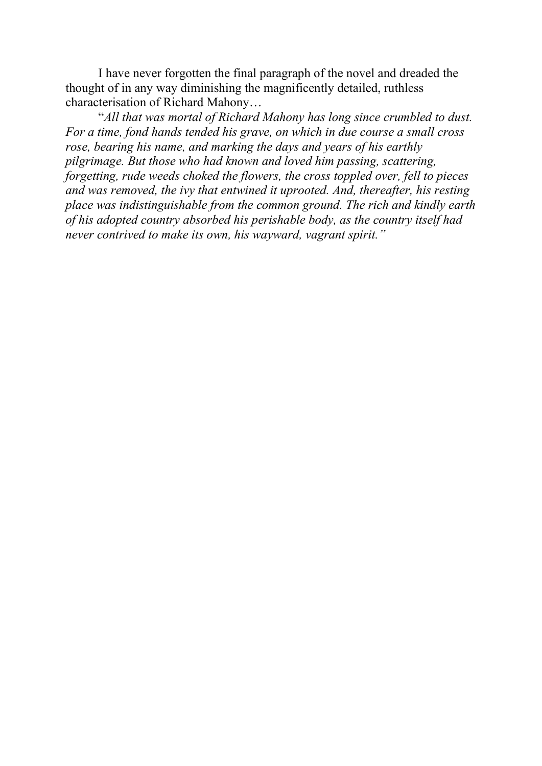I have never forgotten the final paragraph of the novel and dreaded the thought of in any way diminishing the magnificently detailed, ruthless characterisation of Richard Mahony…

"*All that was mortal of Richard Mahony has long since crumbled to dust. For a time, fond hands tended his grave, on which in due course a small cross rose, bearing his name, and marking the days and years of his earthly pilgrimage. But those who had known and loved him passing, scattering, forgetting, rude weeds choked the flowers, the cross toppled over, fell to pieces and was removed, the ivy that entwined it uprooted. And, thereafter, his resting place was indistinguishable from the common ground. The rich and kindly earth of his adopted country absorbed his perishable body, as the country itself had never contrived to make its own, his wayward, vagrant spirit.*"